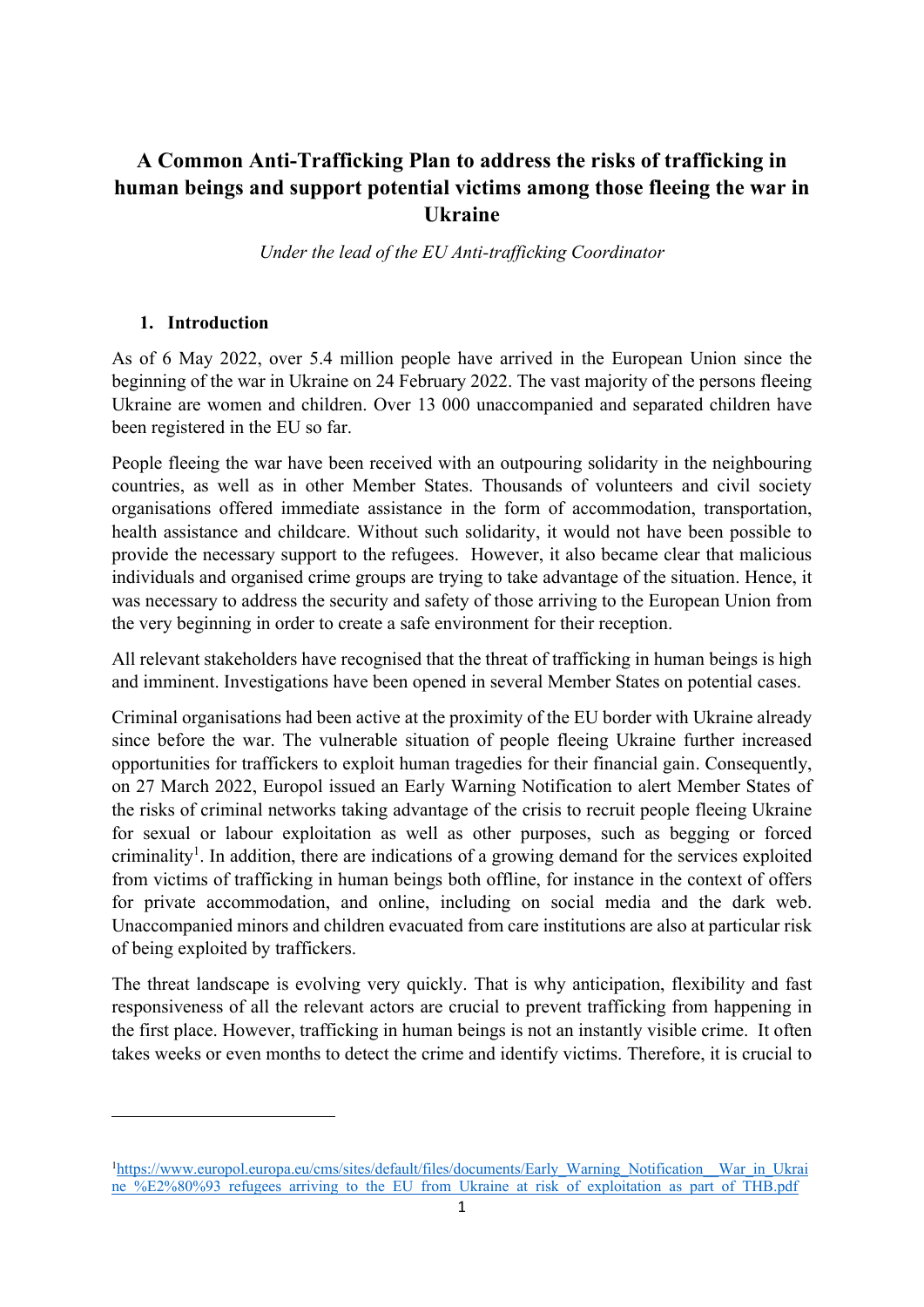# A Common Anti-Trafficking Plan to address the risks of trafficking in human beings and support potential victims among those fleeing the war in Ukraine

*Under the lead of the EU Anti-trafficking Coordinator*

## 1. Introduction

As of 6 May 2022, over 5.4 million people have arrived in the European Union since the beginning of the war in Ukraine on 24 February 2022. The vast majority of the persons fleeing Ukraine are women and children. Over 13 000 unaccompanied and separated children have been registered in the EU so far.

People fleeing the war have been received with an outpouring solidarity in the neighbouring countries, as well as in other Member States. Thousands of volunteers and civil society organisations offered immediate assistance in the form of accommodation, transportation, health assistance and childcare. Without such solidarity, it would not have been possible to provide the necessary support to the refugees. However, it also became clear that malicious individuals and organised crime groups are trying to take advantage of the situation. Hence, it was necessary to address the security and safety of those arriving to the European Union from the very beginning in order to create a safe environment for their reception.

All relevant stakeholders have recognised that the threat of trafficking in human beings is high and imminent. Investigations have been opened in several Member States on potential cases.

Criminal organisations had been active at the proximity of the EU border with Ukraine already since before the war. The vulnerable situation of people fleeing Ukraine further increased opportunities for traffickers to exploit human tragedies for their financial gain. Consequently, on 27 March 2022, Europol issued an Early Warning Notification to alert Member States of the risks of criminal networks taking advantage of the crisis to recruit people fleeing Ukraine for sexual or labour exploitation as well as other purposes, such as begging or forced criminality[1]. In addition, there are indications of a growing demand for the services exploited from victims of trafficking in human beings both offline, for instance in the context of offers for private accommodation, and online, including on social media and the dark web. Unaccompanied minors and children evacuated from care institutions are also at particular risk of being exploited by traffickers.

The threat landscape is evolving very quickly. That is why anticipation, flexibility and fast responsiveness of all the relevant actors are crucial to prevent trafficking from happening in the first place. However, trafficking in human beings is not an instantly visible crime. It often takes weeks or even months to detect the crime and identify victims. Therefore, it is crucial to

---

[1] https://www.europol.europa.eu/cms/sites/default/files/documents/Early_Warning_Notification__War_in_Ukraine_%E2%80%93_refugees_arriving_to_the_EU_from_Ukraine_at_risk_of_exploitation_as_part_of_THB.pdf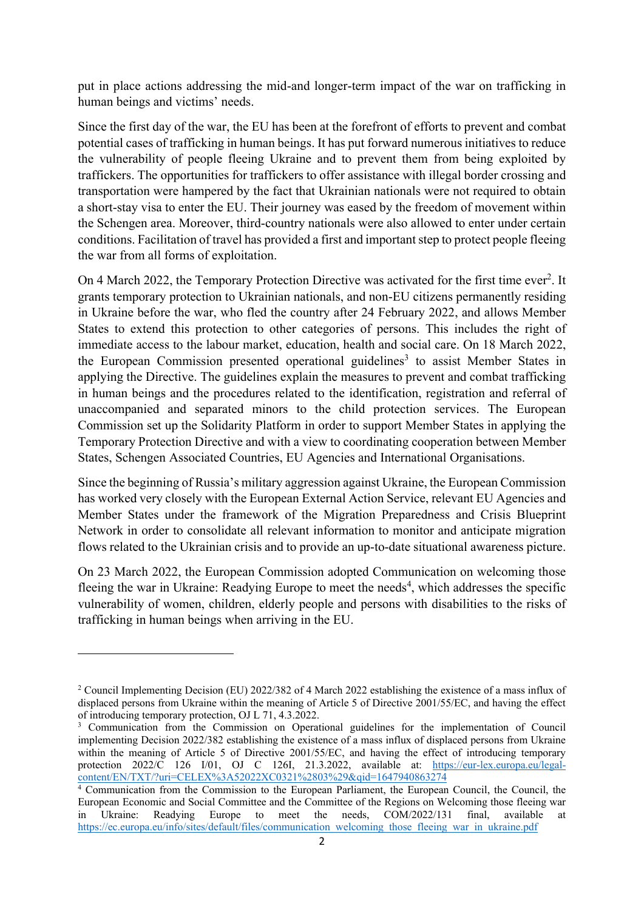put in place actions addressing the mid-and longer-term impact of the war on trafficking in human beings and victims' needs.

Since the first day of the war, the EU has been at the forefront of efforts to prevent and combat potential cases of trafficking in human beings. It has put forward numerous initiatives to reduce the vulnerability of people fleeing Ukraine and to prevent them from being exploited by traffickers. The opportunities for traffickers to offer assistance with illegal border crossing and transportation were hampered by the fact that Ukrainian nationals were not required to obtain a short-stay visa to enter the EU. Their journey was eased by the freedom of movement within the Schengen area. Moreover, third-country nationals were also allowed to enter under certain conditions. Facilitation of travel has provided a first and important step to protect people fleeing the war from all forms of exploitation.

On 4 March 2022, the Temporary Protection Directive was activated for the first time ever[2]. It grants temporary protection to Ukrainian nationals, and non-EU citizens permanently residing in Ukraine before the war, who fled the country after 24 February 2022, and allows Member States to extend this protection to other categories of persons. This includes the right of immediate access to the labour market, education, health and social care. On 18 March 2022, the European Commission presented operational guidelines[3] to assist Member States in applying the Directive. The guidelines explain the measures to prevent and combat trafficking in human beings and the procedures related to the identification, registration and referral of unaccompanied and separated minors to the child protection services. The European Commission set up the Solidarity Platform in order to support Member States in applying the Temporary Protection Directive and with a view to coordinating cooperation between Member States, Schengen Associated Countries, EU Agencies and International Organisations.

Since the beginning of Russia's military aggression against Ukraine, the European Commission has worked very closely with the European External Action Service, relevant EU Agencies and Member States under the framework of the Migration Preparedness and Crisis Blueprint Network in order to consolidate all relevant information to monitor and anticipate migration flows related to the Ukrainian crisis and to provide an up-to-date situational awareness picture.

On 23 March 2022, the European Commission adopted Communication on welcoming those fleeing the war in Ukraine: Readying Europe to meet the needs[4], which addresses the specific vulnerability of women, children, elderly people and persons with disabilities to the risks of trafficking in human beings when arriving in the EU.

---

[2] Council Implementing Decision (EU) 2022/382 of 4 March 2022 establishing the existence of a mass influx of displaced persons from Ukraine within the meaning of Article 5 of Directive 2001/55/EC, and having the effect of introducing temporary protection, OJ L 71, 4.3.2022.

[3] Communication from the Commission on Operational guidelines for the implementation of Council implementing Decision 2022/382 establishing the existence of a mass influx of displaced persons from Ukraine within the meaning of Article 5 of Directive 2001/55/EC, and having the effect of introducing temporary protection 2022/C 126 I/01, OJ C 126I, 21.3.2022, available at: https://eur-lex.europa.eu/legal-content/EN/TXT/?uri=CELEX%3A52022XC0321%2803%29&qid=1647940863274

[4] Communication from the Commission to the European Parliament, the European Council, the Council, the European Economic and Social Committee and the Committee of the Regions on Welcoming those fleeing war in Ukraine: Readying Europe to meet the needs, COM/2022/131 final, available at https://ec.europa.eu/info/sites/default/files/communication_welcoming_those_fleeing_war_in_ukraine.pdf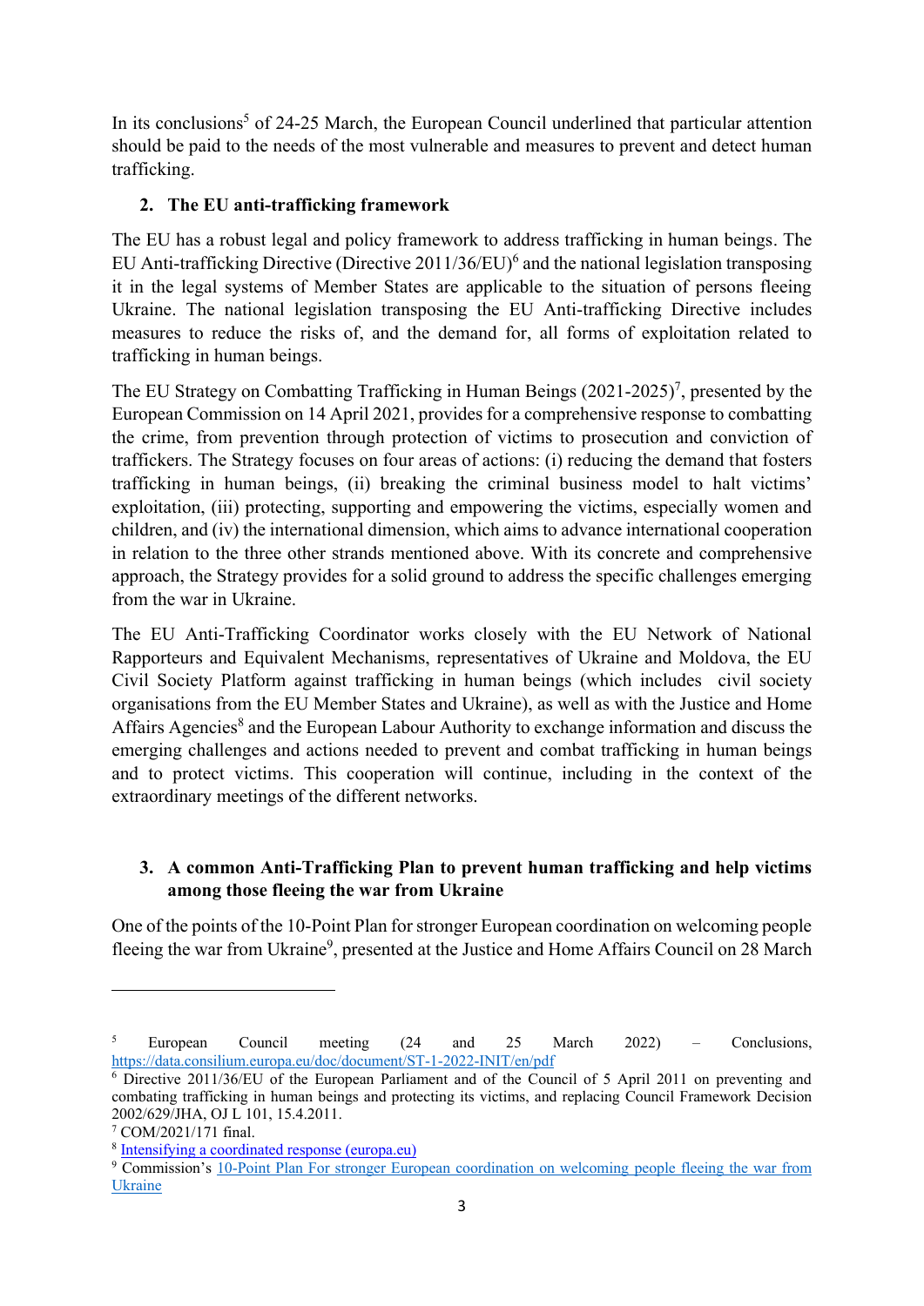In its conclusions[5] of 24-25 March, the European Council underlined that particular attention should be paid to the needs of the most vulnerable and measures to prevent and detect human trafficking.

## 2. The EU anti-trafficking framework

The EU has a robust legal and policy framework to address trafficking in human beings. The EU Anti-trafficking Directive (Directive 2011/36/EU)[6] and the national legislation transposing it in the legal systems of Member States are applicable to the situation of persons fleeing Ukraine. The national legislation transposing the EU Anti-trafficking Directive includes measures to reduce the risks of, and the demand for, all forms of exploitation related to trafficking in human beings.

The EU Strategy on Combatting Trafficking in Human Beings (2021-2025)[7], presented by the European Commission on 14 April 2021, provides for a comprehensive response to combatting the crime, from prevention through protection of victims to prosecution and conviction of traffickers. The Strategy focuses on four areas of actions: (i) reducing the demand that fosters trafficking in human beings, (ii) breaking the criminal business model to halt victims' exploitation, (iii) protecting, supporting and empowering the victims, especially women and children, and (iv) the international dimension, which aims to advance international cooperation in relation to the three other strands mentioned above. With its concrete and comprehensive approach, the Strategy provides for a solid ground to address the specific challenges emerging from the war in Ukraine.

The EU Anti-Trafficking Coordinator works closely with the EU Network of National Rapporteurs and Equivalent Mechanisms, representatives of Ukraine and Moldova, the EU Civil Society Platform against trafficking in human beings (which includes civil society organisations from the EU Member States and Ukraine), as well as with the Justice and Home Affairs Agencies[8] and the European Labour Authority to exchange information and discuss the emerging challenges and actions needed to prevent and combat trafficking in human beings and to protect victims. This cooperation will continue, including in the context of the extraordinary meetings of the different networks.

## 3. A common Anti-Trafficking Plan to prevent human trafficking and help victims among those fleeing the war from Ukraine

One of the points of the 10-Point Plan for stronger European coordination on welcoming people fleeing the war from Ukraine[9], presented at the Justice and Home Affairs Council on 28 March

---

[5] European Council meeting (24 and 25 March 2022) – Conclusions, https://data.consilium.europa.eu/doc/document/ST-1-2022-INIT/en/pdf

[6] Directive 2011/36/EU of the European Parliament and of the Council of 5 April 2011 on preventing and combating trafficking in human beings and protecting its victims, and replacing Council Framework Decision 2002/629/JHA, OJ L 101, 15.4.2011.

[7] COM/2021/171 final.

[8] Intensifying a coordinated response (europa.eu)

[9] Commission's 10-Point Plan For stronger European coordination on welcoming people fleeing the war from Ukraine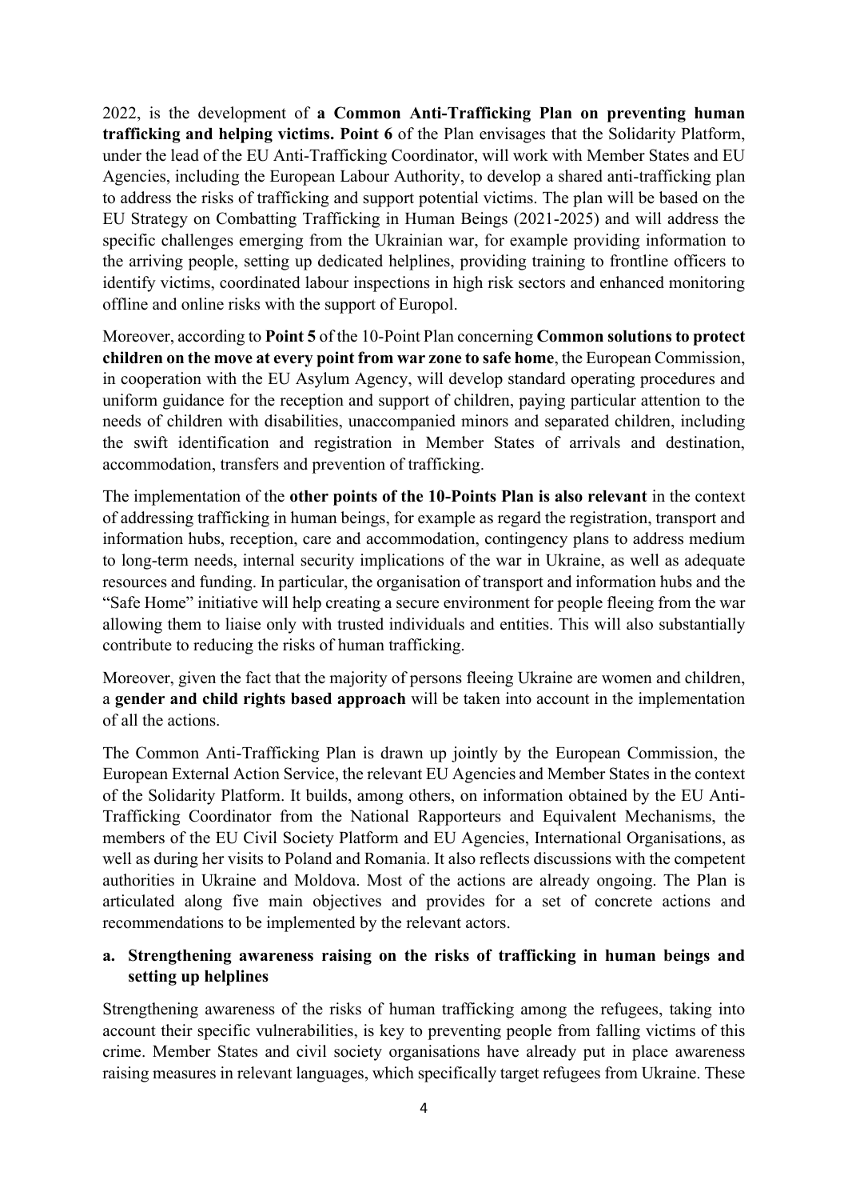2022, is the development of **a Common Anti-Trafficking Plan on preventing human trafficking and helping victims. Point 6** of the Plan envisages that the Solidarity Platform, under the lead of the EU Anti-Trafficking Coordinator, will work with Member States and EU Agencies, including the European Labour Authority, to develop a shared anti-trafficking plan to address the risks of trafficking and support potential victims. The plan will be based on the EU Strategy on Combatting Trafficking in Human Beings (2021-2025) and will address the specific challenges emerging from the Ukrainian war, for example providing information to the arriving people, setting up dedicated helplines, providing training to frontline officers to identify victims, coordinated labour inspections in high risk sectors and enhanced monitoring offline and online risks with the support of Europol.

Moreover, according to **Point 5** of the 10-Point Plan concerning **Common solutions to protect children on the move at every point from war zone to safe home**, the European Commission, in cooperation with the EU Asylum Agency, will develop standard operating procedures and uniform guidance for the reception and support of children, paying particular attention to the needs of children with disabilities, unaccompanied minors and separated children, including the swift identification and registration in Member States of arrivals and destination, accommodation, transfers and prevention of trafficking.

The implementation of the **other points of the 10-Points Plan is also relevant** in the context of addressing trafficking in human beings, for example as regard the registration, transport and information hubs, reception, care and accommodation, contingency plans to address medium to long-term needs, internal security implications of the war in Ukraine, as well as adequate resources and funding. In particular, the organisation of transport and information hubs and the "Safe Home" initiative will help creating a secure environment for people fleeing from the war allowing them to liaise only with trusted individuals and entities. This will also substantially contribute to reducing the risks of human trafficking.

Moreover, given the fact that the majority of persons fleeing Ukraine are women and children, a **gender and child rights based approach** will be taken into account in the implementation of all the actions.

The Common Anti-Trafficking Plan is drawn up jointly by the European Commission, the European External Action Service, the relevant EU Agencies and Member States in the context of the Solidarity Platform. It builds, among others, on information obtained by the EU Anti-Trafficking Coordinator from the National Rapporteurs and Equivalent Mechanisms, the members of the EU Civil Society Platform and EU Agencies, International Organisations, as well as during her visits to Poland and Romania. It also reflects discussions with the competent authorities in Ukraine and Moldova. Most of the actions are already ongoing. The Plan is articulated along five main objectives and provides for a set of concrete actions and recommendations to be implemented by the relevant actors.

### a. Strengthening awareness raising on the risks of trafficking in human beings and setting up helplines

Strengthening awareness of the risks of human trafficking among the refugees, taking into account their specific vulnerabilities, is key to preventing people from falling victims of this crime. Member States and civil society organisations have already put in place awareness raising measures in relevant languages, which specifically target refugees from Ukraine. These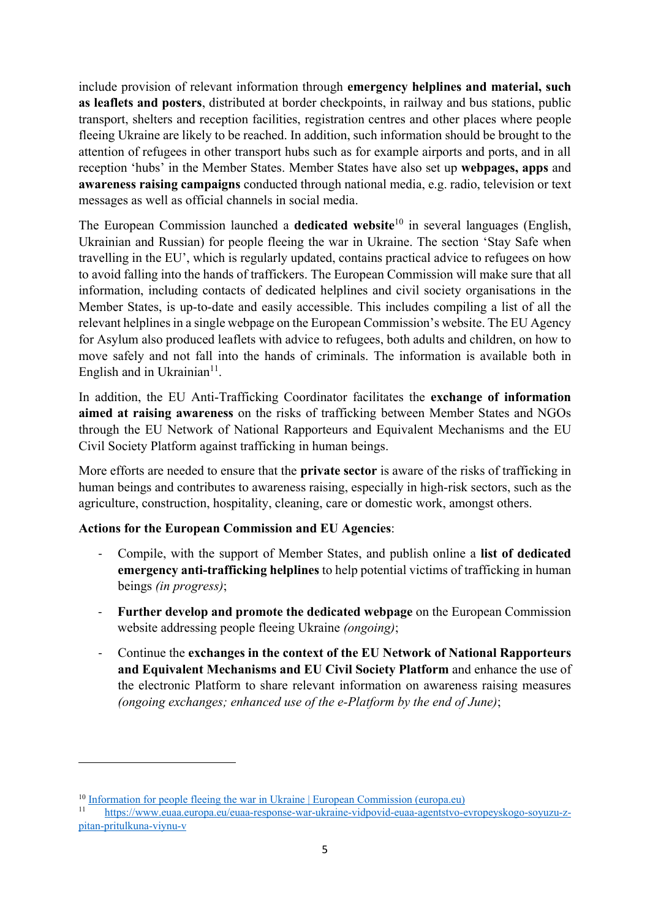include provision of relevant information through **emergency helplines and material, such as leaflets and posters**, distributed at border checkpoints, in railway and bus stations, public transport, shelters and reception facilities, registration centres and other places where people fleeing Ukraine are likely to be reached. In addition, such information should be brought to the attention of refugees in other transport hubs such as for example airports and ports, and in all reception 'hubs' in the Member States. Member States have also set up **webpages, apps** and **awareness raising campaigns** conducted through national media, e.g. radio, television or text messages as well as official channels in social media.

The European Commission launched a **dedicated website**[10] in several languages (English, Ukrainian and Russian) for people fleeing the war in Ukraine. The section 'Stay Safe when travelling in the EU', which is regularly updated, contains practical advice to refugees on how to avoid falling into the hands of traffickers. The European Commission will make sure that all information, including contacts of dedicated helplines and civil society organisations in the Member States, is up-to-date and easily accessible. This includes compiling a list of all the relevant helplines in a single webpage on the European Commission's website. The EU Agency for Asylum also produced leaflets with advice to refugees, both adults and children, on how to move safely and not fall into the hands of criminals. The information is available both in English and in Ukrainian[11].

In addition, the EU Anti-Trafficking Coordinator facilitates the **exchange of information aimed at raising awareness** on the risks of trafficking between Member States and NGOs through the EU Network of National Rapporteurs and Equivalent Mechanisms and the EU Civil Society Platform against trafficking in human beings.

More efforts are needed to ensure that the **private sector** is aware of the risks of trafficking in human beings and contributes to awareness raising, especially in high-risk sectors, such as the agriculture, construction, hospitality, cleaning, care or domestic work, amongst others.

**Actions for the European Commission and EU Agencies**:

- Compile, with the support of Member States, and publish online a **list of dedicated emergency anti-trafficking helplines** to help potential victims of trafficking in human beings *(in progress)*;
- **Further develop and promote the dedicated webpage** on the European Commission website addressing people fleeing Ukraine *(ongoing)*;
- Continue the **exchanges in the context of the EU Network of National Rapporteurs and Equivalent Mechanisms and EU Civil Society Platform** and enhance the use of the electronic Platform to share relevant information on awareness raising measures *(ongoing exchanges; enhanced use of the e-Platform by the end of June)*;

---

[10] Information for people fleeing the war in Ukraine | European Commission (europa.eu)

[11] https://www.euaa.europa.eu/euaa-response-war-ukraine-vidpovid-euaa-agentstvo-evropeyskogo-soyuzu-z-pitan-pritulkuna-viynu-v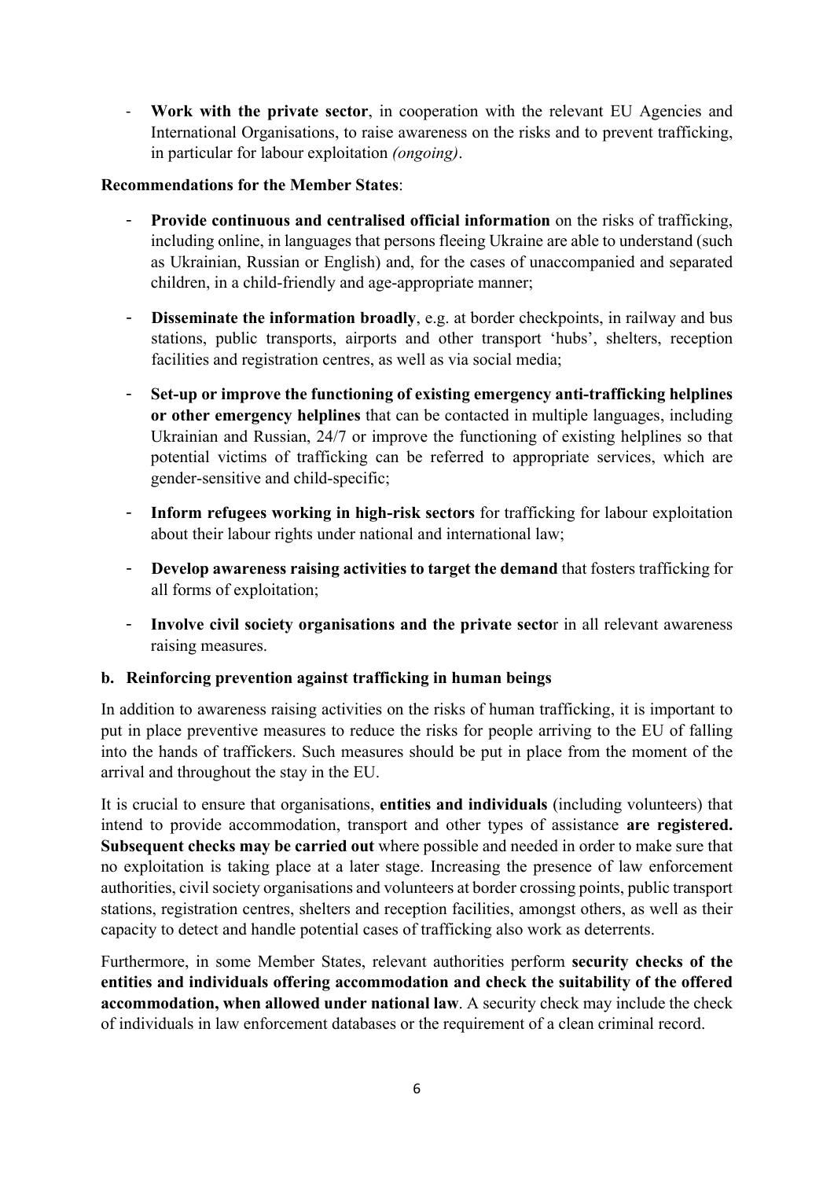- **Work with the private sector**, in cooperation with the relevant EU Agencies and International Organisations, to raise awareness on the risks and to prevent trafficking, in particular for labour exploitation *(ongoing)*.

**Recommendations for the Member States**:

- **Provide continuous and centralised official information** on the risks of trafficking, including online, in languages that persons fleeing Ukraine are able to understand (such as Ukrainian, Russian or English) and, for the cases of unaccompanied and separated children, in a child-friendly and age-appropriate manner;
- **Disseminate the information broadly**, e.g. at border checkpoints, in railway and bus stations, public transports, airports and other transport 'hubs', shelters, reception facilities and registration centres, as well as via social media;
- **Set-up or improve the functioning of existing emergency anti-trafficking helplines or other emergency helplines** that can be contacted in multiple languages, including Ukrainian and Russian, 24/7 or improve the functioning of existing helplines so that potential victims of trafficking can be referred to appropriate services, which are gender-sensitive and child-specific;
- **Inform refugees working in high-risk sectors** for trafficking for labour exploitation about their labour rights under national and international law;
- **Develop awareness raising activities to target the demand** that fosters trafficking for all forms of exploitation;
- **Involve civil society organisations and the private secto**r in all relevant awareness raising measures.

### b. Reinforcing prevention against trafficking in human beings

In addition to awareness raising activities on the risks of human trafficking, it is important to put in place preventive measures to reduce the risks for people arriving to the EU of falling into the hands of traffickers. Such measures should be put in place from the moment of the arrival and throughout the stay in the EU.

It is crucial to ensure that organisations, **entities and individuals** (including volunteers) that intend to provide accommodation, transport and other types of assistance **are registered. Subsequent checks may be carried out** where possible and needed in order to make sure that no exploitation is taking place at a later stage. Increasing the presence of law enforcement authorities, civil society organisations and volunteers at border crossing points, public transport stations, registration centres, shelters and reception facilities, amongst others, as well as their capacity to detect and handle potential cases of trafficking also work as deterrents.

Furthermore, in some Member States, relevant authorities perform **security checks of the entities and individuals offering accommodation and check the suitability of the offered accommodation, when allowed under national law**. A security check may include the check of individuals in law enforcement databases or the requirement of a clean criminal record.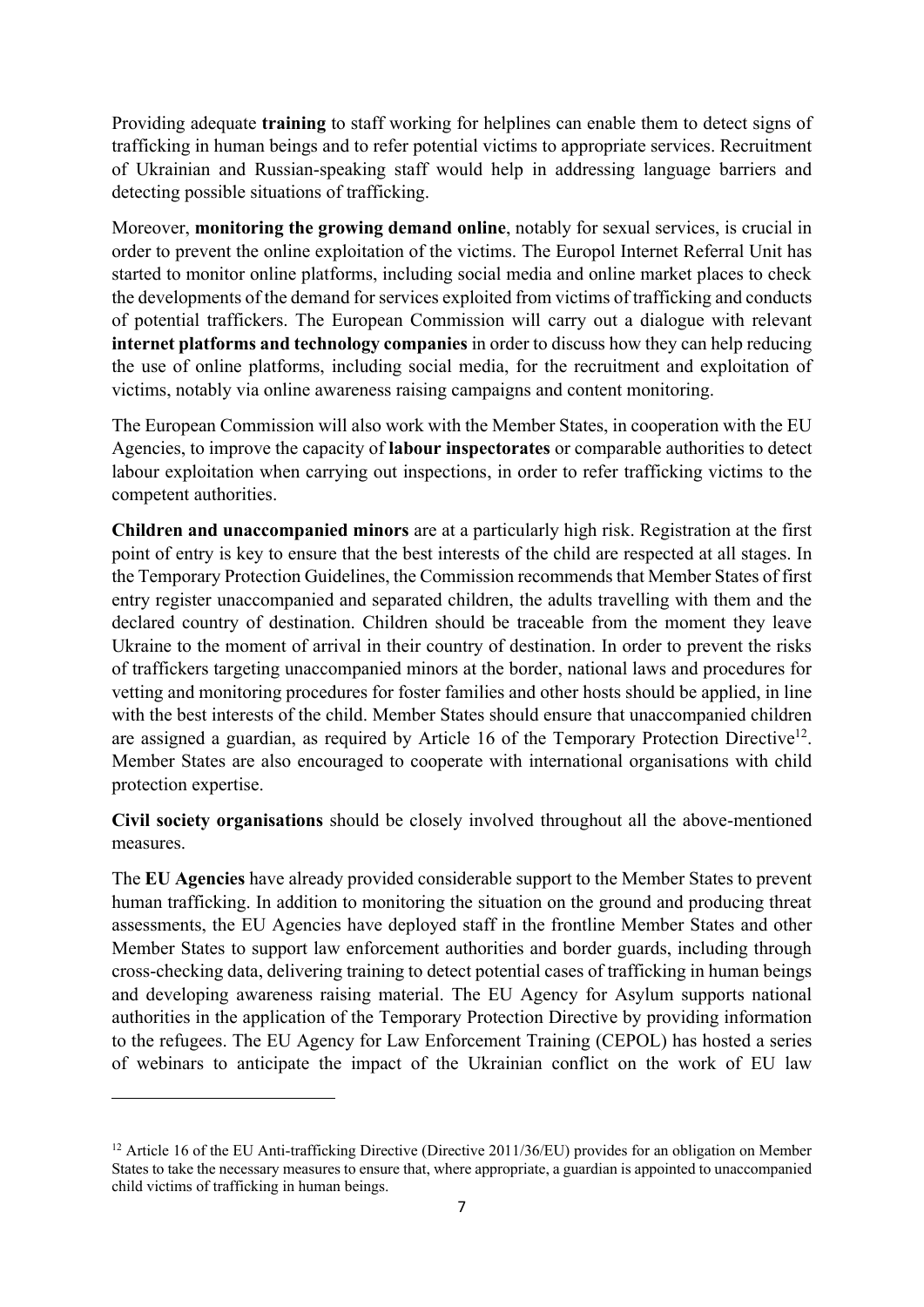Providing adequate **training** to staff working for helplines can enable them to detect signs of trafficking in human beings and to refer potential victims to appropriate services. Recruitment of Ukrainian and Russian-speaking staff would help in addressing language barriers and detecting possible situations of trafficking.

Moreover, **monitoring the growing demand online**, notably for sexual services, is crucial in order to prevent the online exploitation of the victims. The Europol Internet Referral Unit has started to monitor online platforms, including social media and online market places to check the developments of the demand for services exploited from victims of trafficking and conducts of potential traffickers. The European Commission will carry out a dialogue with relevant **internet platforms and technology companies** in order to discuss how they can help reducing the use of online platforms, including social media, for the recruitment and exploitation of victims, notably via online awareness raising campaigns and content monitoring.

The European Commission will also work with the Member States, in cooperation with the EU Agencies, to improve the capacity of **labour inspectorates** or comparable authorities to detect labour exploitation when carrying out inspections, in order to refer trafficking victims to the competent authorities.

**Children and unaccompanied minors** are at a particularly high risk. Registration at the first point of entry is key to ensure that the best interests of the child are respected at all stages. In the Temporary Protection Guidelines, the Commission recommends that Member States of first entry register unaccompanied and separated children, the adults travelling with them and the declared country of destination. Children should be traceable from the moment they leave Ukraine to the moment of arrival in their country of destination. In order to prevent the risks of traffickers targeting unaccompanied minors at the border, national laws and procedures for vetting and monitoring procedures for foster families and other hosts should be applied, in line with the best interests of the child. Member States should ensure that unaccompanied children are assigned a guardian, as required by Article 16 of the Temporary Protection Directive[12]. Member States are also encouraged to cooperate with international organisations with child protection expertise.

**Civil society organisations** should be closely involved throughout all the above-mentioned measures.

The **EU Agencies** have already provided considerable support to the Member States to prevent human trafficking. In addition to monitoring the situation on the ground and producing threat assessments, the EU Agencies have deployed staff in the frontline Member States and other Member States to support law enforcement authorities and border guards, including through cross-checking data, delivering training to detect potential cases of trafficking in human beings and developing awareness raising material. The EU Agency for Asylum supports national authorities in the application of the Temporary Protection Directive by providing information to the refugees. The EU Agency for Law Enforcement Training (CEPOL) has hosted a series of webinars to anticipate the impact of the Ukrainian conflict on the work of EU law

---

[12] Article 16 of the EU Anti-trafficking Directive (Directive 2011/36/EU) provides for an obligation on Member States to take the necessary measures to ensure that, where appropriate, a guardian is appointed to unaccompanied child victims of trafficking in human beings.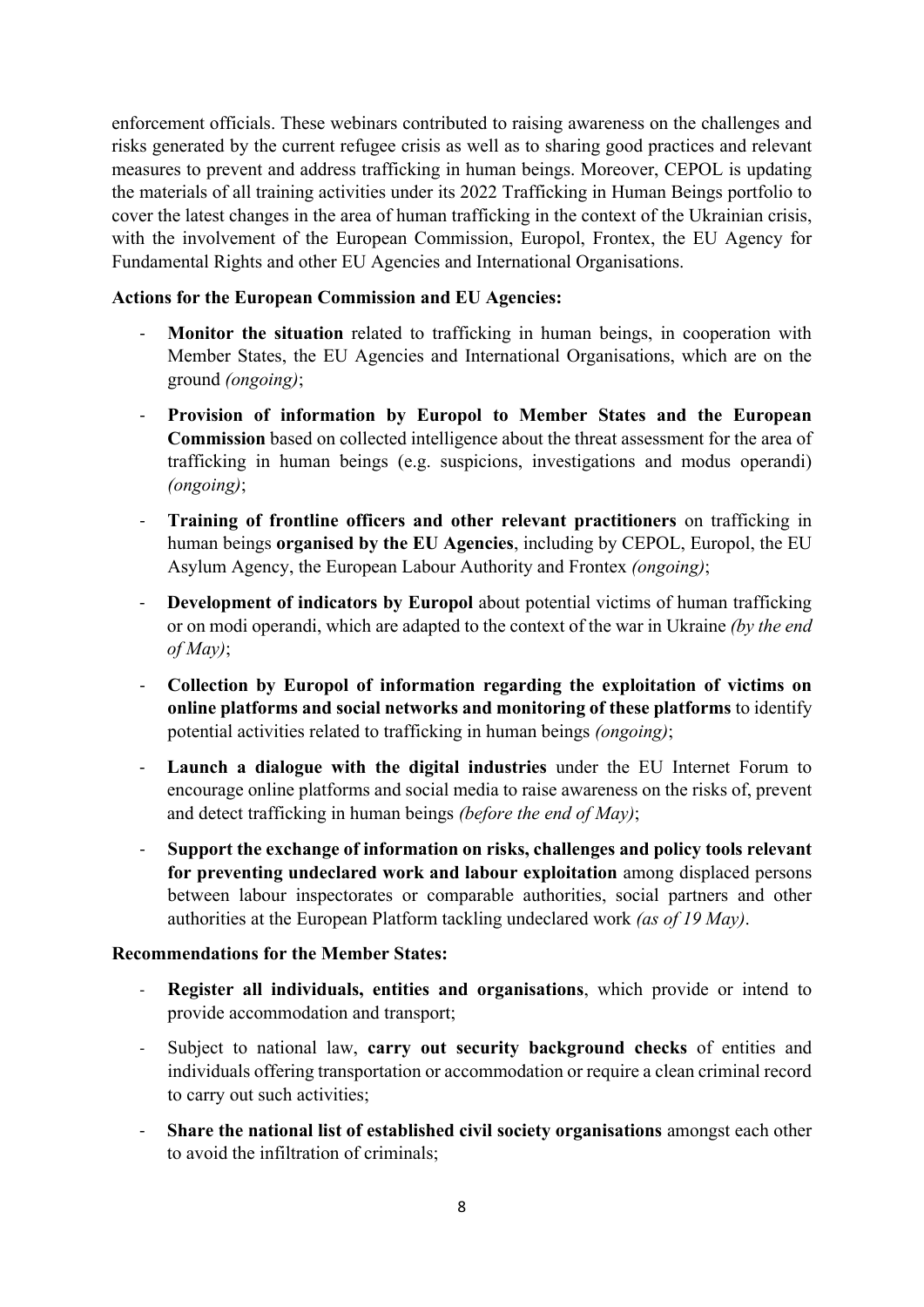enforcement officials. These webinars contributed to raising awareness on the challenges and risks generated by the current refugee crisis as well as to sharing good practices and relevant measures to prevent and address trafficking in human beings. Moreover, CEPOL is updating the materials of all training activities under its 2022 Trafficking in Human Beings portfolio to cover the latest changes in the area of human trafficking in the context of the Ukrainian crisis, with the involvement of the European Commission, Europol, Frontex, the EU Agency for Fundamental Rights and other EU Agencies and International Organisations.

**Actions for the European Commission and EU Agencies:**

- **Monitor the situation** related to trafficking in human beings, in cooperation with Member States, the EU Agencies and International Organisations, which are on the ground *(ongoing)*;
- **Provision of information by Europol to Member States and the European Commission** based on collected intelligence about the threat assessment for the area of trafficking in human beings (e.g. suspicions, investigations and modus operandi) *(ongoing)*;
- **Training of frontline officers and other relevant practitioners** on trafficking in human beings **organised by the EU Agencies**, including by CEPOL, Europol, the EU Asylum Agency, the European Labour Authority and Frontex *(ongoing)*;
- **Development of indicators by Europol** about potential victims of human trafficking or on modi operandi, which are adapted to the context of the war in Ukraine *(by the end of May)*;
- **Collection by Europol of information regarding the exploitation of victims on online platforms and social networks and monitoring of these platforms** to identify potential activities related to trafficking in human beings *(ongoing)*;
- **Launch a dialogue with the digital industries** under the EU Internet Forum to encourage online platforms and social media to raise awareness on the risks of, prevent and detect trafficking in human beings *(before the end of May)*;
- **Support the exchange of information on risks, challenges and policy tools relevant for preventing undeclared work and labour exploitation** among displaced persons between labour inspectorates or comparable authorities, social partners and other authorities at the European Platform tackling undeclared work *(as of 19 May)*.

**Recommendations for the Member States:**

- **Register all individuals, entities and organisations**, which provide or intend to provide accommodation and transport;
- Subject to national law, **carry out security background checks** of entities and individuals offering transportation or accommodation or require a clean criminal record to carry out such activities;
- **Share the national list of established civil society organisations** amongst each other to avoid the infiltration of criminals;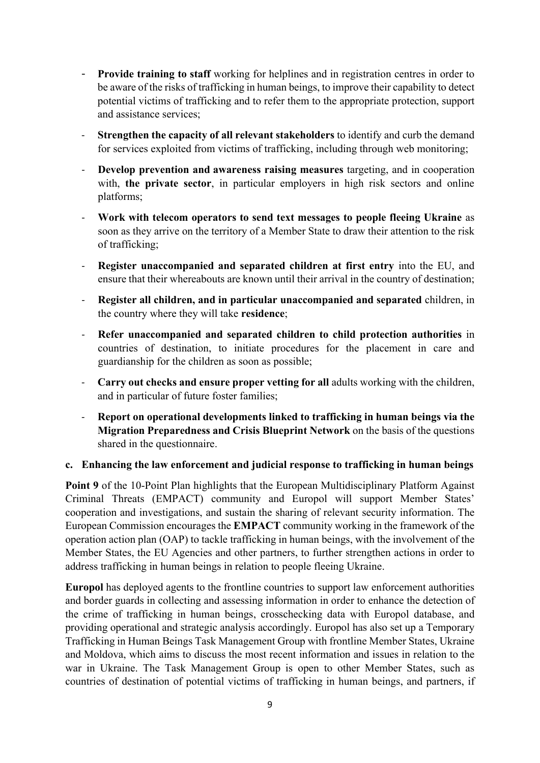- **Provide training to staff** working for helplines and in registration centres in order to be aware of the risks of trafficking in human beings, to improve their capability to detect potential victims of trafficking and to refer them to the appropriate protection, support and assistance services;
- **Strengthen the capacity of all relevant stakeholders** to identify and curb the demand for services exploited from victims of trafficking, including through web monitoring;
- **Develop prevention and awareness raising measures** targeting, and in cooperation with, **the private sector**, in particular employers in high risk sectors and online platforms;
- **Work with telecom operators to send text messages to people fleeing Ukraine** as soon as they arrive on the territory of a Member State to draw their attention to the risk of trafficking;
- **Register unaccompanied and separated children at first entry** into the EU, and ensure that their whereabouts are known until their arrival in the country of destination;
- **Register all children, and in particular unaccompanied and separated** children, in the country where they will take **residence**;
- **Refer unaccompanied and separated children to child protection authorities** in countries of destination, to initiate procedures for the placement in care and guardianship for the children as soon as possible;
- **Carry out checks and ensure proper vetting for all** adults working with the children, and in particular of future foster families;
- **Report on operational developments linked to trafficking in human beings via the Migration Preparedness and Crisis Blueprint Network** on the basis of the questions shared in the questionnaire.

#### c. Enhancing the law enforcement and judicial response to trafficking in human beings

**Point 9** of the 10-Point Plan highlights that the European Multidisciplinary Platform Against Criminal Threats (EMPACT) community and Europol will support Member States' cooperation and investigations, and sustain the sharing of relevant security information. The European Commission encourages the **EMPACT** community working in the framework of the operation action plan (OAP) to tackle trafficking in human beings, with the involvement of the Member States, the EU Agencies and other partners, to further strengthen actions in order to address trafficking in human beings in relation to people fleeing Ukraine.

**Europol** has deployed agents to the frontline countries to support law enforcement authorities and border guards in collecting and assessing information in order to enhance the detection of the crime of trafficking in human beings, crosschecking data with Europol database, and providing operational and strategic analysis accordingly. Europol has also set up a Temporary Trafficking in Human Beings Task Management Group with frontline Member States, Ukraine and Moldova, which aims to discuss the most recent information and issues in relation to the war in Ukraine. The Task Management Group is open to other Member States, such as countries of destination of potential victims of trafficking in human beings, and partners, if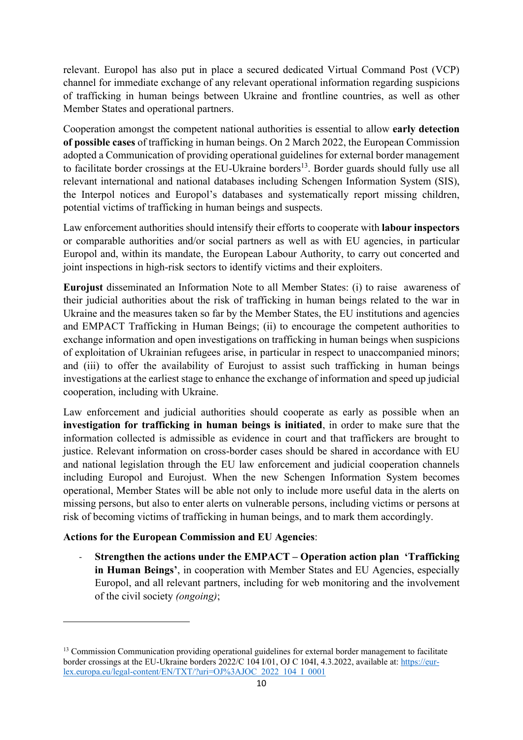relevant. Europol has also put in place a secured dedicated Virtual Command Post (VCP) channel for immediate exchange of any relevant operational information regarding suspicions of trafficking in human beings between Ukraine and frontline countries, as well as other Member States and operational partners.

Cooperation amongst the competent national authorities is essential to allow **early detection of possible cases** of trafficking in human beings. On 2 March 2022, the European Commission adopted a Communication of providing operational guidelines for external border management to facilitate border crossings at the EU-Ukraine borders[13]. Border guards should fully use all relevant international and national databases including Schengen Information System (SIS), the Interpol notices and Europol's databases and systematically report missing children, potential victims of trafficking in human beings and suspects.

Law enforcement authorities should intensify their efforts to cooperate with **labour inspectors** or comparable authorities and/or social partners as well as with EU agencies, in particular Europol and, within its mandate, the European Labour Authority, to carry out concerted and joint inspections in high-risk sectors to identify victims and their exploiters.

**Eurojust** disseminated an Information Note to all Member States: (i) to raise awareness of their judicial authorities about the risk of trafficking in human beings related to the war in Ukraine and the measures taken so far by the Member States, the EU institutions and agencies and EMPACT Trafficking in Human Beings; (ii) to encourage the competent authorities to exchange information and open investigations on trafficking in human beings when suspicions of exploitation of Ukrainian refugees arise, in particular in respect to unaccompanied minors; and (iii) to offer the availability of Eurojust to assist such trafficking in human beings investigations at the earliest stage to enhance the exchange of information and speed up judicial cooperation, including with Ukraine.

Law enforcement and judicial authorities should cooperate as early as possible when an **investigation for trafficking in human beings is initiated**, in order to make sure that the information collected is admissible as evidence in court and that traffickers are brought to justice. Relevant information on cross-border cases should be shared in accordance with EU and national legislation through the EU law enforcement and judicial cooperation channels including Europol and Eurojust. When the new Schengen Information System becomes operational, Member States will be able not only to include more useful data in the alerts on missing persons, but also to enter alerts on vulnerable persons, including victims or persons at risk of becoming victims of trafficking in human beings, and to mark them accordingly.

**Actions for the European Commission and EU Agencies**:

- **Strengthen the actions under the EMPACT – Operation action plan 'Trafficking in Human Beings'**, in cooperation with Member States and EU Agencies, especially Europol, and all relevant partners, including for web monitoring and the involvement of the civil society *(ongoing)*;

---

[13] Commission Communication providing operational guidelines for external border management to facilitate border crossings at the EU-Ukraine borders 2022/C 104 I/01, OJ C 104I, 4.3.2022, available at: https://eur-lex.europa.eu/legal-content/EN/TXT/?uri=OJ%3AJOC_2022_104_I_0001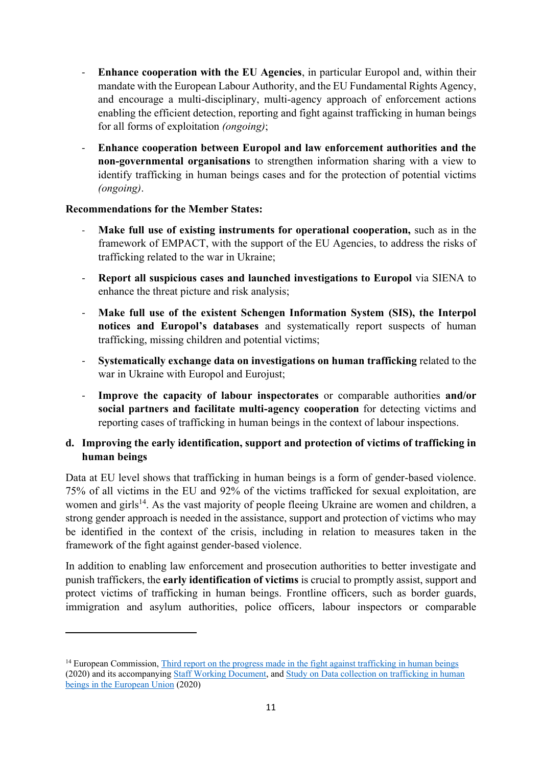- **Enhance cooperation with the EU Agencies**, in particular Europol and, within their mandate with the European Labour Authority, and the EU Fundamental Rights Agency, and encourage a multi-disciplinary, multi-agency approach of enforcement actions enabling the efficient detection, reporting and fight against trafficking in human beings for all forms of exploitation *(ongoing)*;
- **Enhance cooperation between Europol and law enforcement authorities and the non-governmental organisations** to strengthen information sharing with a view to identify trafficking in human beings cases and for the protection of potential victims *(ongoing)*.

**Recommendations for the Member States:**

- **Make full use of existing instruments for operational cooperation,** such as in the framework of EMPACT, with the support of the EU Agencies, to address the risks of trafficking related to the war in Ukraine;
- **Report all suspicious cases and launched investigations to Europol** via SIENA to enhance the threat picture and risk analysis;
- **Make full use of the existent Schengen Information System (SIS), the Interpol notices and Europol's databases** and systematically report suspects of human trafficking, missing children and potential victims;
- **Systematically exchange data on investigations on human trafficking** related to the war in Ukraine with Europol and Eurojust;
- **Improve the capacity of labour inspectorates** or comparable authorities **and/or social partners and facilitate multi-agency cooperation** for detecting victims and reporting cases of trafficking in human beings in the context of labour inspections.

### d. Improving the early identification, support and protection of victims of trafficking in human beings

Data at EU level shows that trafficking in human beings is a form of gender-based violence. 75% of all victims in the EU and 92% of the victims trafficked for sexual exploitation, are women and girls[14]. As the vast majority of people fleeing Ukraine are women and children, a strong gender approach is needed in the assistance, support and protection of victims who may be identified in the context of the crisis, including in relation to measures taken in the framework of the fight against gender-based violence.

In addition to enabling law enforcement and prosecution authorities to better investigate and punish traffickers, the **early identification of victims** is crucial to promptly assist, support and protect victims of trafficking in human beings. Frontline officers, such as border guards, immigration and asylum authorities, police officers, labour inspectors or comparable

---

[14] European Commission, Third report on the progress made in the fight against trafficking in human beings (2020) and its accompanying Staff Working Document, and Study on Data collection on trafficking in human beings in the European Union (2020)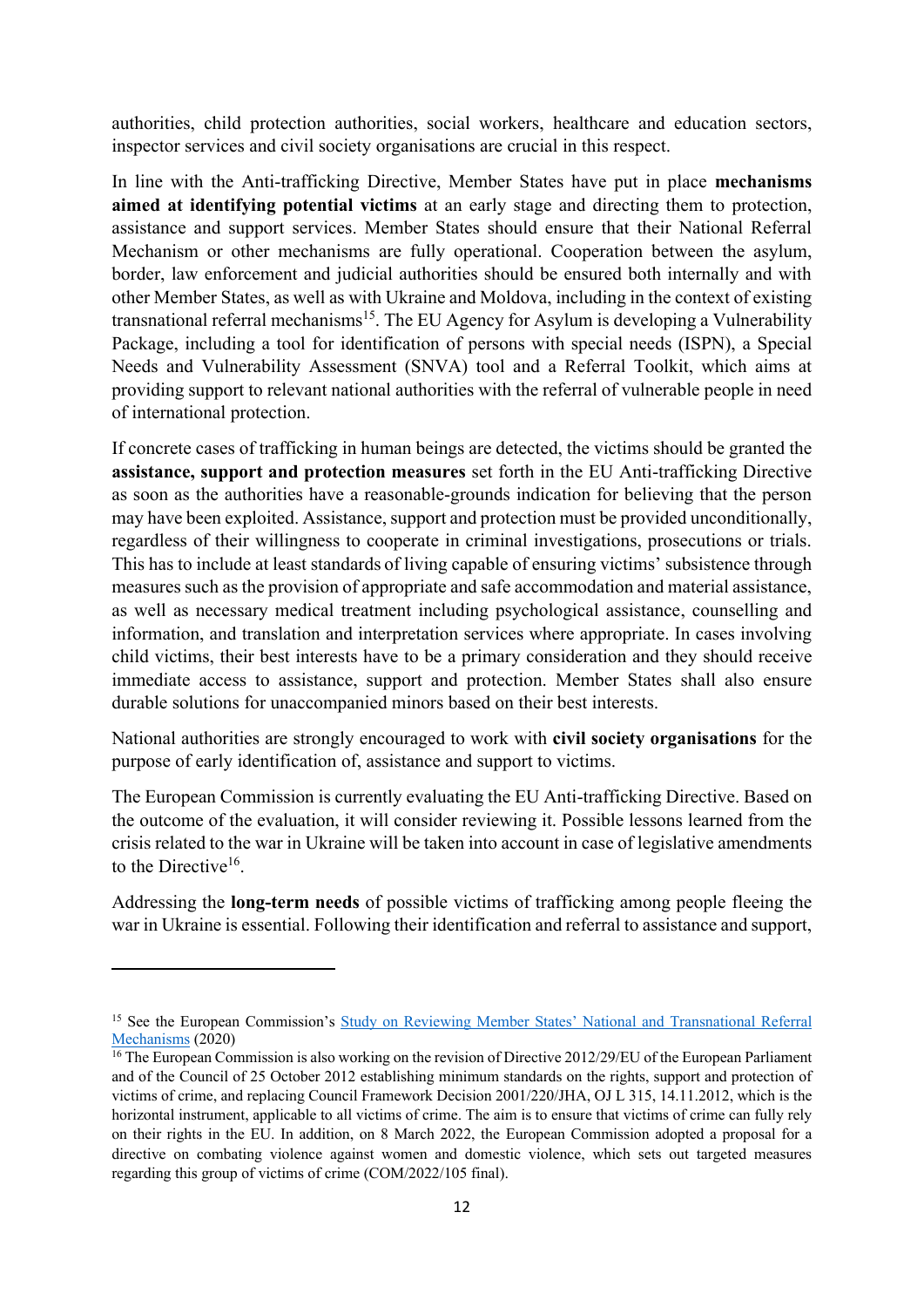authorities, child protection authorities, social workers, healthcare and education sectors, inspector services and civil society organisations are crucial in this respect.

In line with the Anti-trafficking Directive, Member States have put in place **mechanisms aimed at identifying potential victims** at an early stage and directing them to protection, assistance and support services. Member States should ensure that their National Referral Mechanism or other mechanisms are fully operational. Cooperation between the asylum, border, law enforcement and judicial authorities should be ensured both internally and with other Member States, as well as with Ukraine and Moldova, including in the context of existing transnational referral mechanisms[15]. The EU Agency for Asylum is developing a Vulnerability Package, including a tool for identification of persons with special needs (ISPN), a Special Needs and Vulnerability Assessment (SNVA) tool and a Referral Toolkit, which aims at providing support to relevant national authorities with the referral of vulnerable people in need of international protection.

If concrete cases of trafficking in human beings are detected, the victims should be granted the **assistance, support and protection measures** set forth in the EU Anti-trafficking Directive as soon as the authorities have a reasonable-grounds indication for believing that the person may have been exploited. Assistance, support and protection must be provided unconditionally, regardless of their willingness to cooperate in criminal investigations, prosecutions or trials. This has to include at least standards of living capable of ensuring victims' subsistence through measures such as the provision of appropriate and safe accommodation and material assistance, as well as necessary medical treatment including psychological assistance, counselling and information, and translation and interpretation services where appropriate. In cases involving child victims, their best interests have to be a primary consideration and they should receive immediate access to assistance, support and protection. Member States shall also ensure durable solutions for unaccompanied minors based on their best interests.

National authorities are strongly encouraged to work with **civil society organisations** for the purpose of early identification of, assistance and support to victims.

The European Commission is currently evaluating the EU Anti-trafficking Directive. Based on the outcome of the evaluation, it will consider reviewing it. Possible lessons learned from the crisis related to the war in Ukraine will be taken into account in case of legislative amendments to the Directive[16].

Addressing the **long-term needs** of possible victims of trafficking among people fleeing the war in Ukraine is essential. Following their identification and referral to assistance and support,

---

[15] See the European Commission's Study on Reviewing Member States' National and Transnational Referral Mechanisms (2020)

[16] The European Commission is also working on the revision of Directive 2012/29/EU of the European Parliament and of the Council of 25 October 2012 establishing minimum standards on the rights, support and protection of victims of crime, and replacing Council Framework Decision 2001/220/JHA, OJ L 315, 14.11.2012, which is the horizontal instrument, applicable to all victims of crime. The aim is to ensure that victims of crime can fully rely on their rights in the EU. In addition, on 8 March 2022, the European Commission adopted a proposal for a directive on combating violence against women and domestic violence, which sets out targeted measures regarding this group of victims of crime (COM/2022/105 final).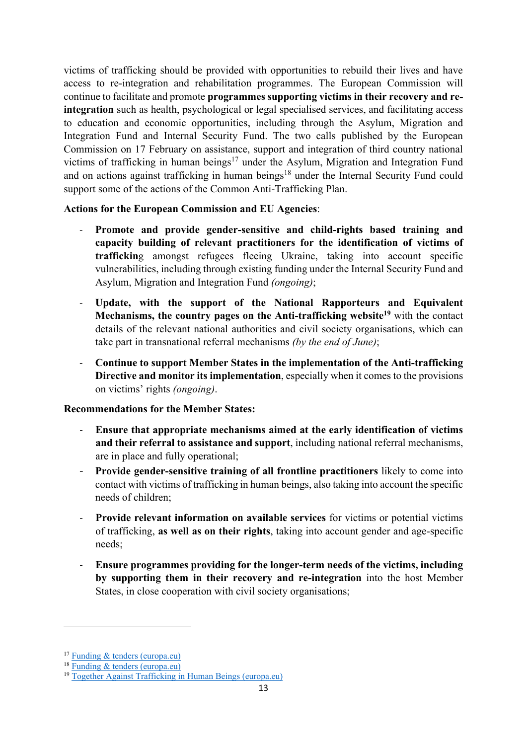victims of trafficking should be provided with opportunities to rebuild their lives and have access to re-integration and rehabilitation programmes. The European Commission will continue to facilitate and promote **programmes supporting victims in their recovery and re-integration** such as health, psychological or legal specialised services, and facilitating access to education and economic opportunities, including through the Asylum, Migration and Integration Fund and Internal Security Fund. The two calls published by the European Commission on 17 February on assistance, support and integration of third country national victims of trafficking in human beings[17] under the Asylum, Migration and Integration Fund and on actions against trafficking in human beings[18] under the Internal Security Fund could support some of the actions of the Common Anti-Trafficking Plan.

**Actions for the European Commission and EU Agencies**:

- **Promote and provide gender-sensitive and child-rights based training and capacity building of relevant practitioners for the identification of victims of trafficking** amongst refugees fleeing Ukraine, taking into account specific vulnerabilities, including through existing funding under the Internal Security Fund and Asylum, Migration and Integration Fund *(ongoing)*;

- **Update, with the support of the National Rapporteurs and Equivalent Mechanisms, the country pages on the Anti-trafficking website[19]** with the contact details of the relevant national authorities and civil society organisations, which can take part in transnational referral mechanisms *(by the end of June)*;

- **Continue to support Member States in the implementation of the Anti-trafficking Directive and monitor its implementation**, especially when it comes to the provisions on victims' rights *(ongoing)*.

**Recommendations for the Member States:**

- **Ensure that appropriate mechanisms aimed at the early identification of victims and their referral to assistance and support**, including national referral mechanisms, are in place and fully operational;

- **Provide gender-sensitive training of all frontline practitioners** likely to come into contact with victims of trafficking in human beings, also taking into account the specific needs of children;

- **Provide relevant information on available services** for victims or potential victims of trafficking, **as well as on their rights**, taking into account gender and age-specific needs;

- **Ensure programmes providing for the longer-term needs of the victims, including by supporting them in their recovery and re-integration** into the host Member States, in close cooperation with civil society organisations;

---

[17] Funding & tenders (europa.eu)

[18] Funding & tenders (europa.eu)

[19] Together Against Trafficking in Human Beings (europa.eu)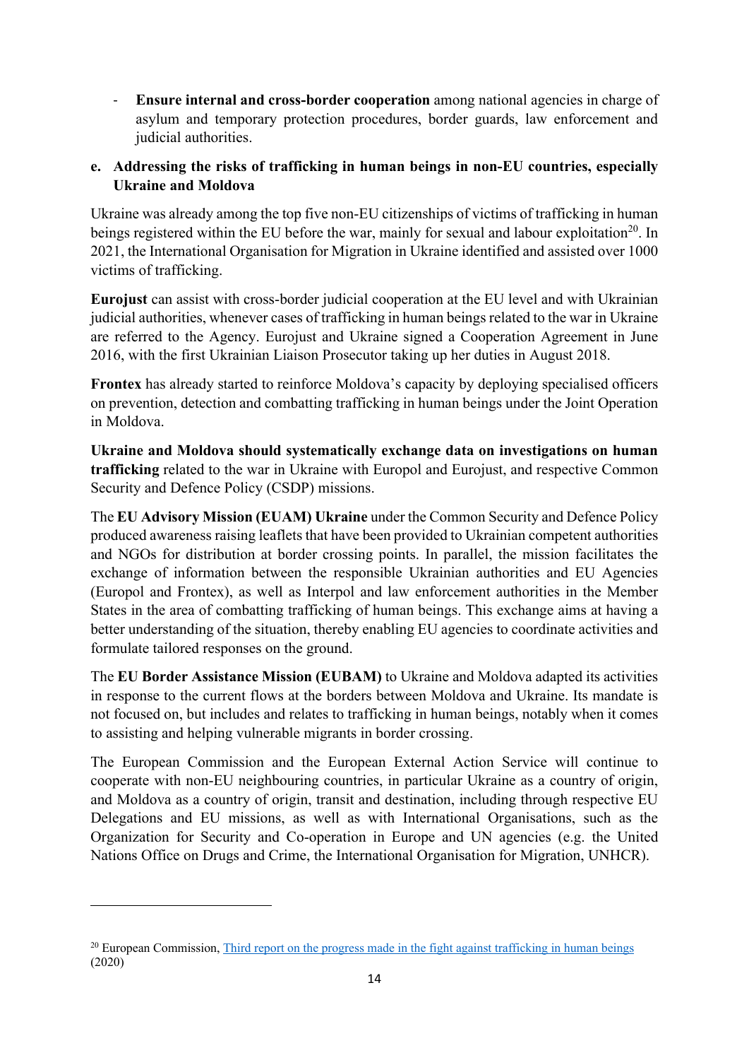- **Ensure internal and cross-border cooperation** among national agencies in charge of asylum and temporary protection procedures, border guards, law enforcement and judicial authorities.

**e. Addressing the risks of trafficking in human beings in non-EU countries, especially Ukraine and Moldova**

Ukraine was already among the top five non-EU citizenships of victims of trafficking in human beings registered within the EU before the war, mainly for sexual and labour exploitation[20]. In 2021, the International Organisation for Migration in Ukraine identified and assisted over 1000 victims of trafficking.

**Eurojust** can assist with cross-border judicial cooperation at the EU level and with Ukrainian judicial authorities, whenever cases of trafficking in human beings related to the war in Ukraine are referred to the Agency. Eurojust and Ukraine signed a Cooperation Agreement in June 2016, with the first Ukrainian Liaison Prosecutor taking up her duties in August 2018.

**Frontex** has already started to reinforce Moldova's capacity by deploying specialised officers on prevention, detection and combatting trafficking in human beings under the Joint Operation in Moldova.

**Ukraine and Moldova should systematically exchange data on investigations on human trafficking** related to the war in Ukraine with Europol and Eurojust, and respective Common Security and Defence Policy (CSDP) missions.

The **EU Advisory Mission (EUAM) Ukraine** under the Common Security and Defence Policy produced awareness raising leaflets that have been provided to Ukrainian competent authorities and NGOs for distribution at border crossing points. In parallel, the mission facilitates the exchange of information between the responsible Ukrainian authorities and EU Agencies (Europol and Frontex), as well as Interpol and law enforcement authorities in the Member States in the area of combatting trafficking of human beings. This exchange aims at having a better understanding of the situation, thereby enabling EU agencies to coordinate activities and formulate tailored responses on the ground.

The **EU Border Assistance Mission (EUBAM)** to Ukraine and Moldova adapted its activities in response to the current flows at the borders between Moldova and Ukraine. Its mandate is not focused on, but includes and relates to trafficking in human beings, notably when it comes to assisting and helping vulnerable migrants in border crossing.

The European Commission and the European External Action Service will continue to cooperate with non-EU neighbouring countries, in particular Ukraine as a country of origin, and Moldova as a country of origin, transit and destination, including through respective EU Delegations and EU missions, as well as with International Organisations, such as the Organization for Security and Co-operation in Europe and UN agencies (e.g. the United Nations Office on Drugs and Crime, the International Organisation for Migration, UNHCR).

---

[20] European Commission, [Third report on the progress made in the fight against trafficking in human beings](#) (2020)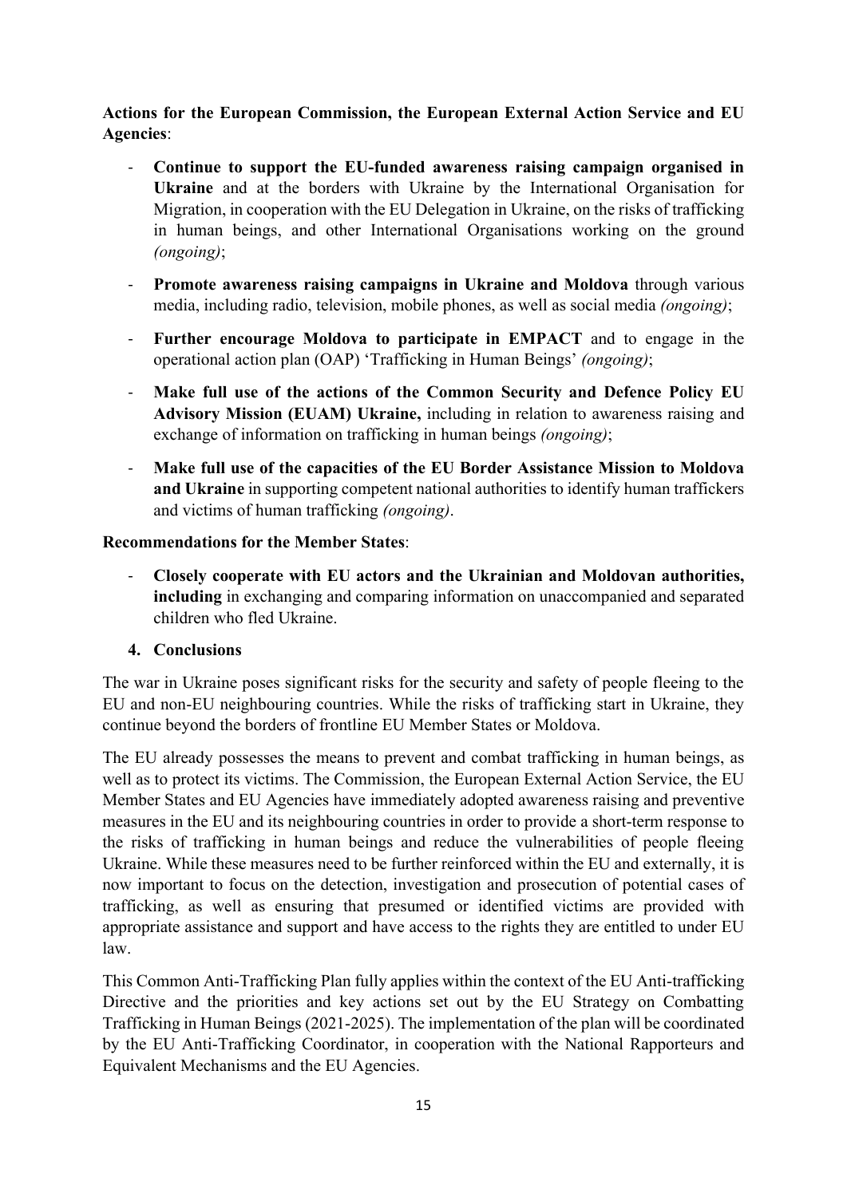**Actions for the European Commission, the European External Action Service and EU Agencies**:

- **Continue to support the EU-funded awareness raising campaign organised in Ukraine** and at the borders with Ukraine by the International Organisation for Migration, in cooperation with the EU Delegation in Ukraine, on the risks of trafficking in human beings, and other International Organisations working on the ground *(ongoing)*;
- **Promote awareness raising campaigns in Ukraine and Moldova** through various media, including radio, television, mobile phones, as well as social media *(ongoing)*;
- **Further encourage Moldova to participate in EMPACT** and to engage in the operational action plan (OAP) 'Trafficking in Human Beings' *(ongoing)*;
- **Make full use of the actions of the Common Security and Defence Policy EU Advisory Mission (EUAM) Ukraine,** including in relation to awareness raising and exchange of information on trafficking in human beings *(ongoing)*;
- **Make full use of the capacities of the EU Border Assistance Mission to Moldova and Ukraine** in supporting competent national authorities to identify human traffickers and victims of human trafficking *(ongoing)*.

**Recommendations for the Member States**:

- **Closely cooperate with EU actors and the Ukrainian and Moldovan authorities, including** in exchanging and comparing information on unaccompanied and separated children who fled Ukraine.

## 4. Conclusions

The war in Ukraine poses significant risks for the security and safety of people fleeing to the EU and non-EU neighbouring countries. While the risks of trafficking start in Ukraine, they continue beyond the borders of frontline EU Member States or Moldova.

The EU already possesses the means to prevent and combat trafficking in human beings, as well as to protect its victims. The Commission, the European External Action Service, the EU Member States and EU Agencies have immediately adopted awareness raising and preventive measures in the EU and its neighbouring countries in order to provide a short-term response to the risks of trafficking in human beings and reduce the vulnerabilities of people fleeing Ukraine. While these measures need to be further reinforced within the EU and externally, it is now important to focus on the detection, investigation and prosecution of potential cases of trafficking, as well as ensuring that presumed or identified victims are provided with appropriate assistance and support and have access to the rights they are entitled to under EU law.

This Common Anti-Trafficking Plan fully applies within the context of the EU Anti-trafficking Directive and the priorities and key actions set out by the EU Strategy on Combatting Trafficking in Human Beings (2021-2025). The implementation of the plan will be coordinated by the EU Anti-Trafficking Coordinator, in cooperation with the National Rapporteurs and Equivalent Mechanisms and the EU Agencies.